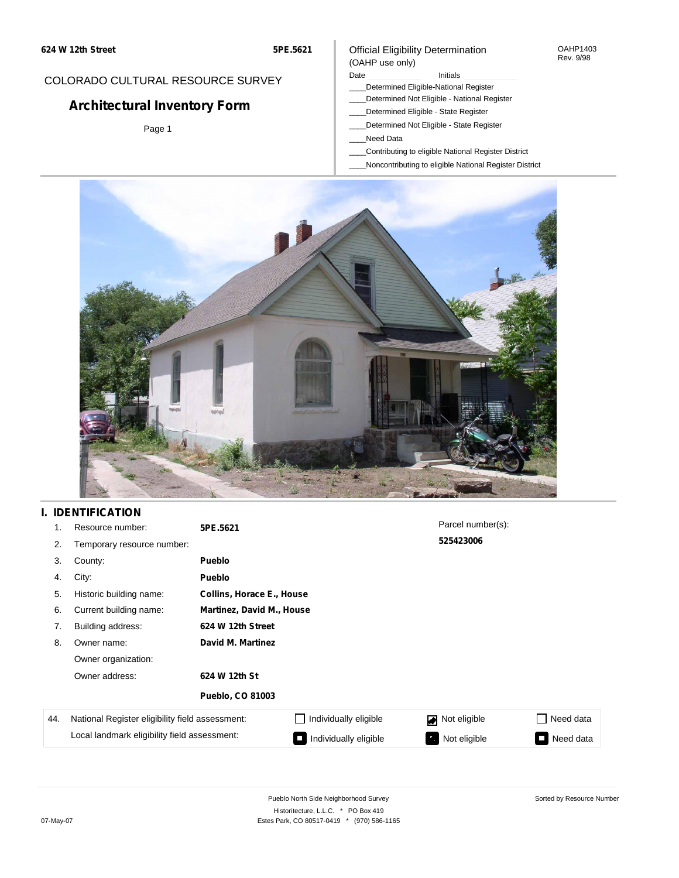624 W 12th Street **5PE.5621**

COLORADO CULTURAL RESOURCE SURVEY

# Architectural Inventory Form

Official Eligibility Determination
(OAHP use only)

OAHP1403 Rev. 9/98

Date ____________ Initials ____________

____Determined Eligible-National Register
____Determined Not Eligible - National Register
____Determined Eligible - State Register
____Determined Not Eligible - State Register
____Need Data
____Contributing to eligible National Register District
____Noncontributing to eligible National Register District

## I. IDENTIFICATION

| | | | |
|---|---|---|---|
| 1. | Resource number: | **5PE.5621** | Parcel number(s): |
| 2. | Temporary resource number: | | **525423006** |
| 3. | County: | **Pueblo** | |
| 4. | City: | **Pueblo** | |
| 5. | Historic building name: | **Collins, Horace E., House** | |
| 6. | Current building name: | **Martinez, David M., House** | |
| 7. | Building address: | **624 W 12th Street** | |
| 8. | Owner name: | **David M. Martinez** | |
| | Owner organization: | | |
| | Owner address: | **624 W 12th St** | |
| | | **Pueblo, CO 81003** | |

| 44. | | | | |
|---|---|---|---|---|
| | National Register eligibility field assessment: | ☐ Individually eligible | ☑ Not eligible | ☐ Need data |
| | Local landmark eligibility field assessment: | ☐ Individually eligible | ☑ Not eligible | ☐ Need data |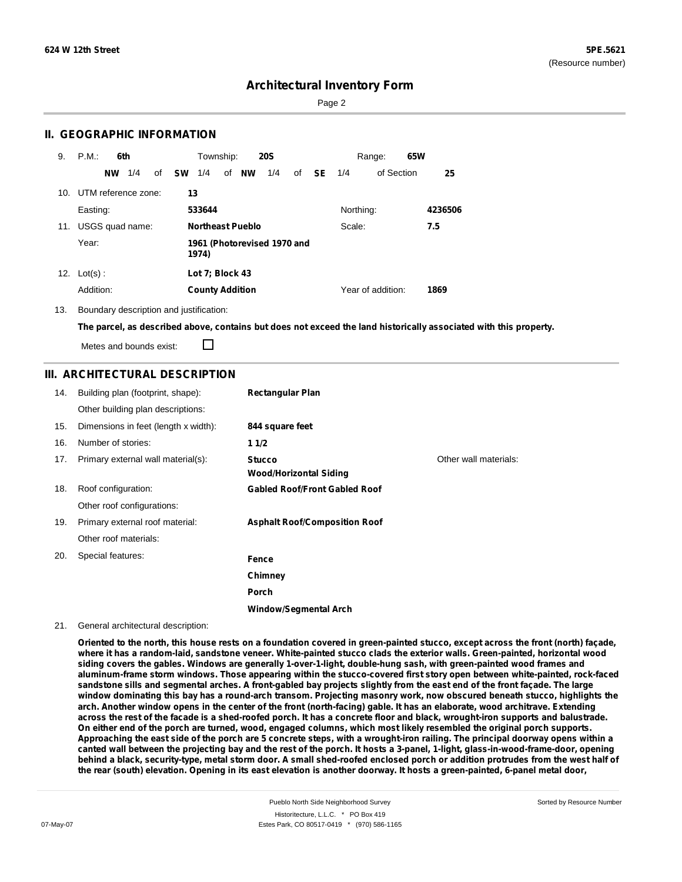# Architectural Inventory Form

## II. GEOGRAPHIC INFORMATION

9. P.M.: **6th** Township: **20S** Range: **65W**

**NW** 1/4 of **SW** 1/4 of **NW** 1/4 of **SE** 1/4 of Section **25**

10. UTM reference zone: **13**

Easting: **533644** Northing: **4236506**

11. USGS quad name: **Northeast Pueblo** Scale: **7.5**

Year: **1961 (Photorevised 1970 and 1974)**

12. Lot(s) : **Lot 7; Block 43**

Addition: **County Addition** Year of addition: **1869**

13. Boundary description and justification:

**The parcel, as described above, contains but does not exceed the land historically associated with this property.**

Metes and bounds exist: ☐

## III. ARCHITECTURAL DESCRIPTION

14. Building plan (footprint, shape): **Rectangular Plan**

Other building plan descriptions:

15. Dimensions in feet (length x width): **844 square feet**

16. Number of stories: **1 1/2**

17. Primary external wall material(s): **Stucco**, **Wood/Horizontal Siding** Other wall materials:

18. Roof configuration: **Gabled Roof/Front Gabled Roof**

Other roof configurations:

19. Primary external roof material: **Asphalt Roof/Composition Roof**

Other roof materials:

20. Special features: **Fence**, **Chimney**, **Porch**, **Window/Segmental Arch**

21. General architectural description:

**Oriented to the north, this house rests on a foundation covered in green-painted stucco, except across the front (north) façade, where it has a random-laid, sandstone veneer. White-painted stucco clads the exterior walls. Green-painted, horizontal wood siding covers the gables. Windows are generally 1-over-1-light, double-hung sash, with green-painted wood frames and aluminum-frame storm windows. Those appearing within the stucco-covered first story open between white-painted, rock-faced sandstone sills and segmental arches. A front-gabled bay projects slightly from the east end of the front façade. The large window dominating this bay has a round-arch transom. Projecting masonry work, now obscured beneath stucco, highlights the arch. Another window opens in the center of the front (north-facing) gable. It has an elaborate, wood architrave. Extending across the rest of the facade is a shed-roofed porch. It has a concrete floor and black, wrought-iron supports and balustrade. On either end of the porch are turned, wood, engaged columns, which most likely resembled the original porch supports. Approaching the east side of the porch are 5 concrete steps, with a wrought-iron railing. The principal doorway opens within a canted wall between the projecting bay and the rest of the porch. It hosts a 3-panel, 1-light, glass-in-wood-frame-door, opening behind a black, security-type, metal storm door. A small shed-roofed enclosed porch or addition protrudes from the west half of the rear (south) elevation. Opening in its east elevation is another doorway. It hosts a green-painted, 6-panel metal door,**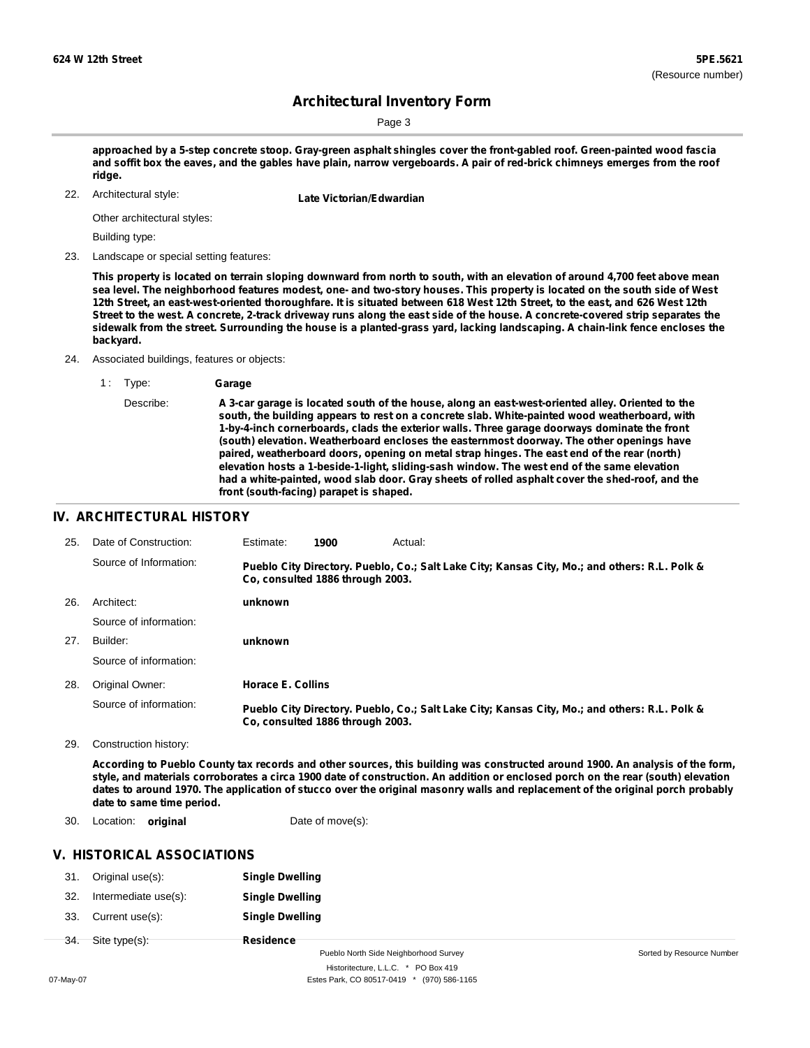approached by a 5-step concrete stoop. Gray-green asphalt shingles cover the front-gabled roof. Green-painted wood fascia and soffit box the eaves, and the gables have plain, narrow vergeboards. A pair of red-brick chimneys emerges from the roof ridge.

22. Architectural style: **Late Victorian/Edwardian**

Other architectural styles:

Building type:

23. Landscape or special setting features:

**This property is located on terrain sloping downward from north to south, with an elevation of around 4,700 feet above mean sea level. The neighborhood features modest, one- and two-story houses. This property is located on the south side of West 12th Street, an east-west-oriented thoroughfare. It is situated between 618 West 12th Street, to the east, and 626 West 12th Street to the west. A concrete, 2-track driveway runs along the east side of the house. A concrete-covered strip separates the sidewalk from the street. Surrounding the house is a planted-grass yard, lacking landscaping. A chain-link fence encloses the backyard.**

24. Associated buildings, features or objects:

1 : Type: **Garage**

Describe: **A 3-car garage is located south of the house, along an east-west-oriented alley. Oriented to the south, the building appears to rest on a concrete slab. White-painted wood weatherboard, with 1-by-4-inch cornerboards, clads the exterior walls. Three garage doorways dominate the front (south) elevation. Weatherboard encloses the easternmost doorway. The other openings have paired, weatherboard doors, opening on metal strap hinges. The east end of the rear (north) elevation hosts a 1-beside-1-light, sliding-sash window. The west end of the same elevation had a white-painted, wood slab door. Gray sheets of rolled asphalt cover the shed-roof, and the front (south-facing) parapet is shaped.**

## IV. ARCHITECTURAL HISTORY

25. Date of Construction: Estimate: **1900** Actual:

Source of Information: **Pueblo City Directory. Pueblo, Co.; Salt Lake City; Kansas City, Mo.; and others: R.L. Polk & Co, consulted 1886 through 2003.**

26. Architect: **unknown**

Source of information:

27. Builder: **unknown**

Source of information:

28. Original Owner: **Horace E. Collins**

Source of information: **Pueblo City Directory. Pueblo, Co.; Salt Lake City; Kansas City, Mo.; and others: R.L. Polk & Co, consulted 1886 through 2003.**

29. Construction history:

**According to Pueblo County tax records and other sources, this building was constructed around 1900. An analysis of the form, style, and materials corroborates a circa 1900 date of construction. An addition or enclosed porch on the rear (south) elevation dates to around 1970. The application of stucco over the original masonry walls and replacement of the original porch probably date to same time period.**

30. Location: **original** Date of move(s):

## V. HISTORICAL ASSOCIATIONS

31. Original use(s): **Single Dwelling**

32. Intermediate use(s): **Single Dwelling**

33. Current use(s): **Single Dwelling**

34. Site type(s): **Residence**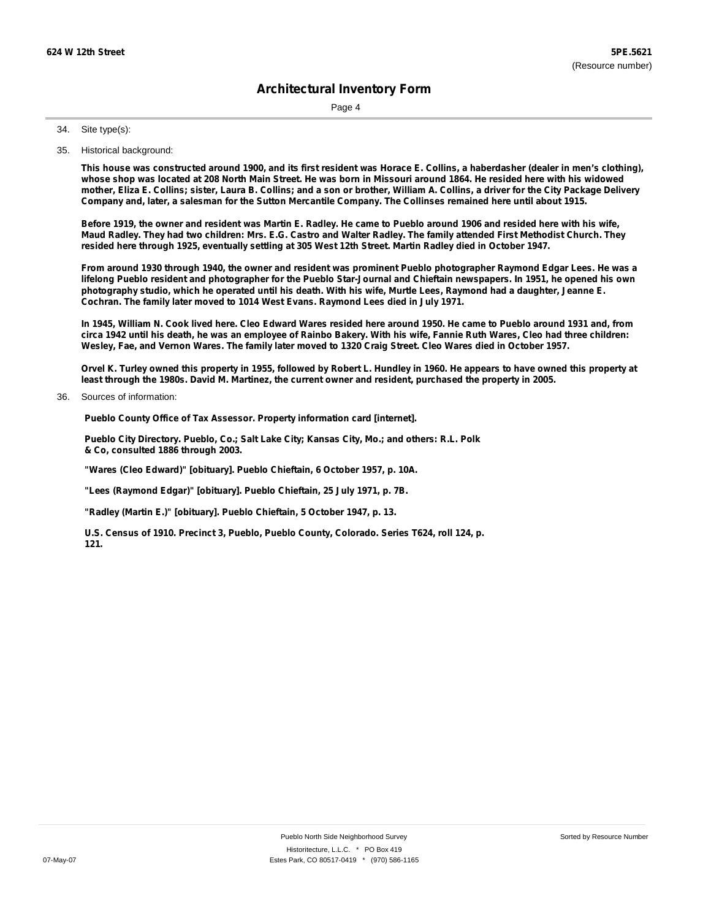## Architectural Inventory Form

34. Site type(s):

35. Historical background:

**This house was constructed around 1900, and its first resident was Horace E. Collins, a haberdasher (dealer in men's clothing), whose shop was located at 208 North Main Street. He was born in Missouri around 1864. He resided here with his widowed mother, Eliza E. Collins; sister, Laura B. Collins; and a son or brother, William A. Collins, a driver for the City Package Delivery Company and, later, a salesman for the Sutton Mercantile Company. The Collinses remained here until about 1915.**

**Before 1919, the owner and resident was Martin E. Radley. He came to Pueblo around 1906 and resided here with his wife, Maud Radley. They had two children: Mrs. E.G. Castro and Walter Radley. The family attended First Methodist Church. They resided here through 1925, eventually settling at 305 West 12th Street. Martin Radley died in October 1947.**

**From around 1930 through 1940, the owner and resident was prominent Pueblo photographer Raymond Edgar Lees. He was a lifelong Pueblo resident and photographer for the Pueblo Star-Journal and Chieftain newspapers. In 1951, he opened his own photography studio, which he operated until his death. With his wife, Murtle Lees, Raymond had a daughter, Jeanne E. Cochran. The family later moved to 1014 West Evans. Raymond Lees died in July 1971.**

**In 1945, William N. Cook lived here. Cleo Edward Wares resided here around 1950. He came to Pueblo around 1931 and, from circa 1942 until his death, he was an employee of Rainbo Bakery. With his wife, Fannie Ruth Wares, Cleo had three children: Wesley, Fae, and Vernon Wares. The family later moved to 1320 Craig Street. Cleo Wares died in October 1957.**

**Orvel K. Turley owned this property in 1955, followed by Robert L. Hundley in 1960. He appears to have owned this property at least through the 1980s. David M. Martinez, the current owner and resident, purchased the property in 2005.**

36. Sources of information:

**Pueblo County Office of Tax Assessor. Property information card [internet].**

**Pueblo City Directory. Pueblo, Co.; Salt Lake City; Kansas City, Mo.; and others: R.L. Polk & Co, consulted 1886 through 2003.**

**"Wares (Cleo Edward)" [obituary]. Pueblo Chieftain, 6 October 1957, p. 10A.**

**"Lees (Raymond Edgar)" [obituary]. Pueblo Chieftain, 25 July 1971, p. 7B.**

**"Radley (Martin E.)" [obituary]. Pueblo Chieftain, 5 October 1947, p. 13.**

**U.S. Census of 1910. Precinct 3, Pueblo, Pueblo County, Colorado. Series T624, roll 124, p. 121.**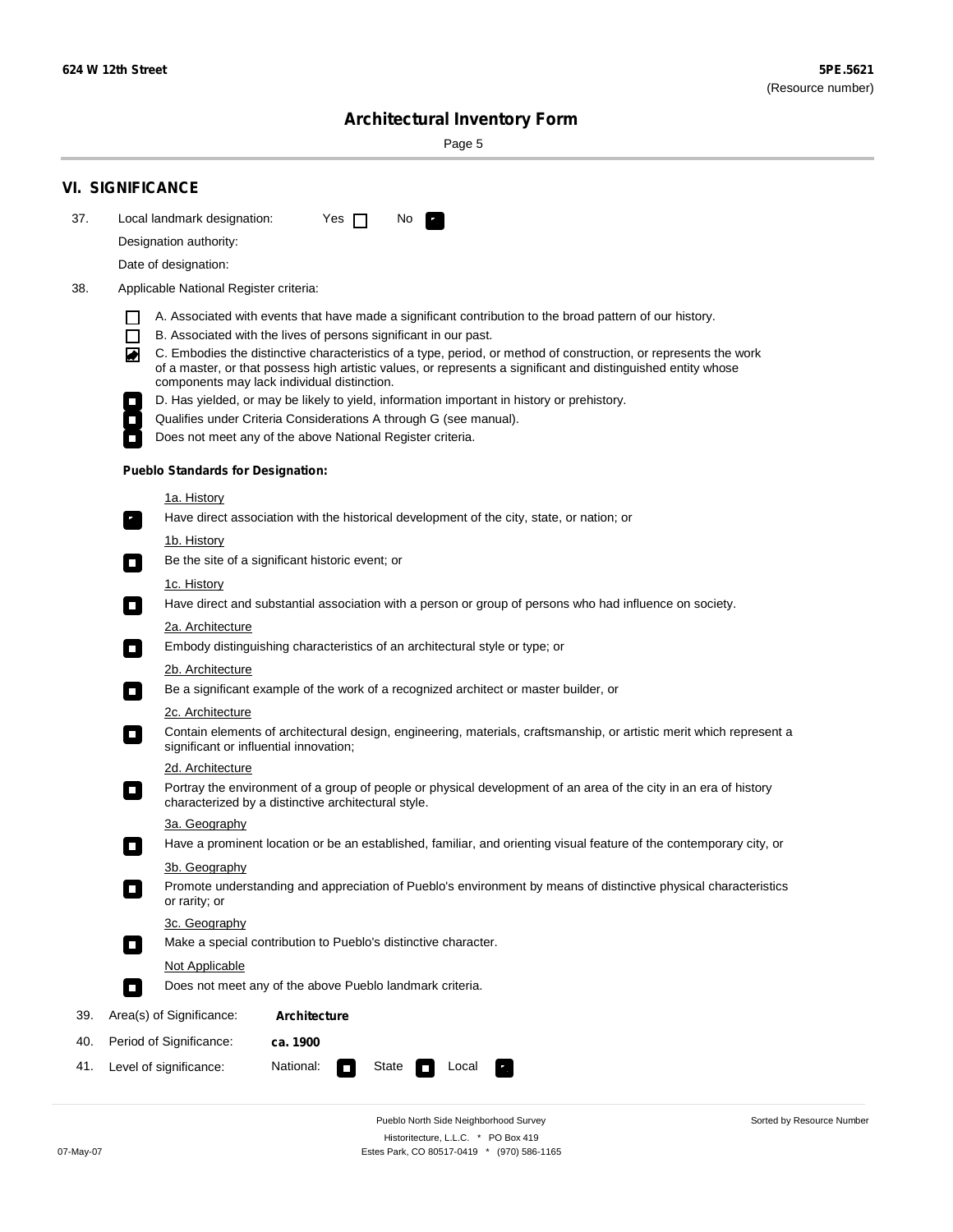## VI. SIGNIFICANCE

37. Local landmark designation: Yes ☐ No ☑

Designation authority:

Date of designation:

38. Applicable National Register criteria:

- ☐ A. Associated with events that have made a significant contribution to the broad pattern of our history.
- ☐ B. Associated with the lives of persons significant in our past.
- ☑ C. Embodies the distinctive characteristics of a type, period, or method of construction, or represents the work of a master, or that possess high artistic values, or represents a significant and distinguished entity whose components may lack individual distinction.
- ☐ D. Has yielded, or may be likely to yield, information important in history or prehistory.
- ☐ Qualifies under Criteria Considerations A through G (see manual).
- ☐ Does not meet any of the above National Register criteria.

**Pueblo Standards for Designation:**

1a. History
- ☑ Have direct association with the historical development of the city, state, or nation; or

1b. History
- ☐ Be the site of a significant historic event; or

1c. History
- ☐ Have direct and substantial association with a person or group of persons who had influence on society.

2a. Architecture
- ☐ Embody distinguishing characteristics of an architectural style or type; or

2b. Architecture
- ☐ Be a significant example of the work of a recognized architect or master builder, or

2c. Architecture
- ☐ Contain elements of architectural design, engineering, materials, craftsmanship, or artistic merit which represent a significant or influential innovation;

2d. Architecture
- ☐ Portray the environment of a group of people or physical development of an area of the city in an era of history characterized by a distinctive architectural style.

3a. Geography
- ☐ Have a prominent location or be an established, familiar, and orienting visual feature of the contemporary city, or

3b. Geography
- ☐ Promote understanding and appreciation of Pueblo's environment by means of distinctive physical characteristics or rarity; or

3c. Geography
- ☐ Make a special contribution to Pueblo's distinctive character.

Not Applicable
- ☐ Does not meet any of the above Pueblo landmark criteria.

39. Area(s) of Significance: **Architecture**

40. Period of Significance: **ca. 1900**

41. Level of significance: National: ☐ State ☐ Local ☑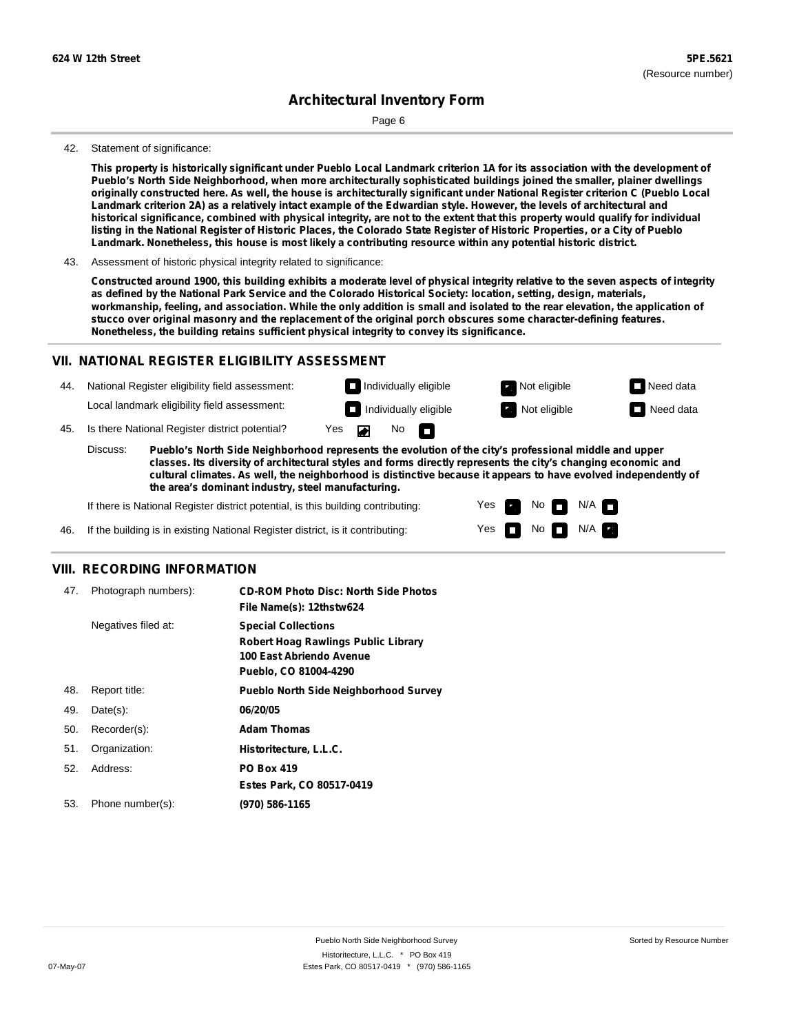42. Statement of significance:

**This property is historically significant under Pueblo Local Landmark criterion 1A for its association with the development of Pueblo's North Side Neighborhood, when more architecturally sophisticated buildings joined the smaller, plainer dwellings originally constructed here. As well, the house is architecturally significant under National Register criterion C (Pueblo Local Landmark criterion 2A) as a relatively intact example of the Edwardian style. However, the levels of architectural and historical significance, combined with physical integrity, are not to the extent that this property would qualify for individual listing in the National Register of Historic Places, the Colorado State Register of Historic Properties, or a City of Pueblo Landmark. Nonetheless, this house is most likely a contributing resource within any potential historic district.**

43. Assessment of historic physical integrity related to significance:

**Constructed around 1900, this building exhibits a moderate level of physical integrity relative to the seven aspects of integrity as defined by the National Park Service and the Colorado Historical Society: location, setting, design, materials, workmanship, feeling, and association. While the only addition is small and isolated to the rear elevation, the application of stucco over original masonry and the replacement of the original porch obscures some character-defining features. Nonetheless, the building retains sufficient physical integrity to convey its significance.**

## VII. NATIONAL REGISTER ELIGIBILITY ASSESSMENT

44. National Register eligibility field assessment: ☐ Individually eligible ☒ Not eligible ☐ Need data

Local landmark eligibility field assessment: ☐ Individually eligible ☒ Not eligible ☐ Need data

45. Is there National Register district potential? Yes ☒ No ☐

Discuss: **Pueblo's North Side Neighborhood represents the evolution of the city's professional middle and upper classes. Its diversity of architectural styles and forms directly represents the city's changing economic and cultural climates. As well, the neighborhood is distinctive because it appears to have evolved independently of the area's dominant industry, steel manufacturing.**

If there is National Register district potential, is this building contributing: Yes ☒ No ☐ N/A ☐

46. If the building is in existing National Register district, is it contributing: Yes ☐ No ☐ N/A ☒

## VIII. RECORDING INFORMATION

| | | |
|---|---|---|
| 47. | Photograph numbers): | **CD-ROM Photo Disc: North Side Photos**<br>**File Name(s): 12thstw624** |
| | Negatives filed at: | **Special Collections**<br>**Robert Hoag Rawlings Public Library**<br>**100 East Abriendo Avenue**<br>**Pueblo, CO 81004-4290** |
| 48. | Report title: | **Pueblo North Side Neighborhood Survey** |
| 49. | Date(s): | **06/20/05** |
| 50. | Recorder(s): | **Adam Thomas** |
| 51. | Organization: | **Historitecture, L.L.C.** |
| 52. | Address: | **PO Box 419**<br>**Estes Park, CO 80517-0419** |
| 53. | Phone number(s): | **(970) 586-1165** |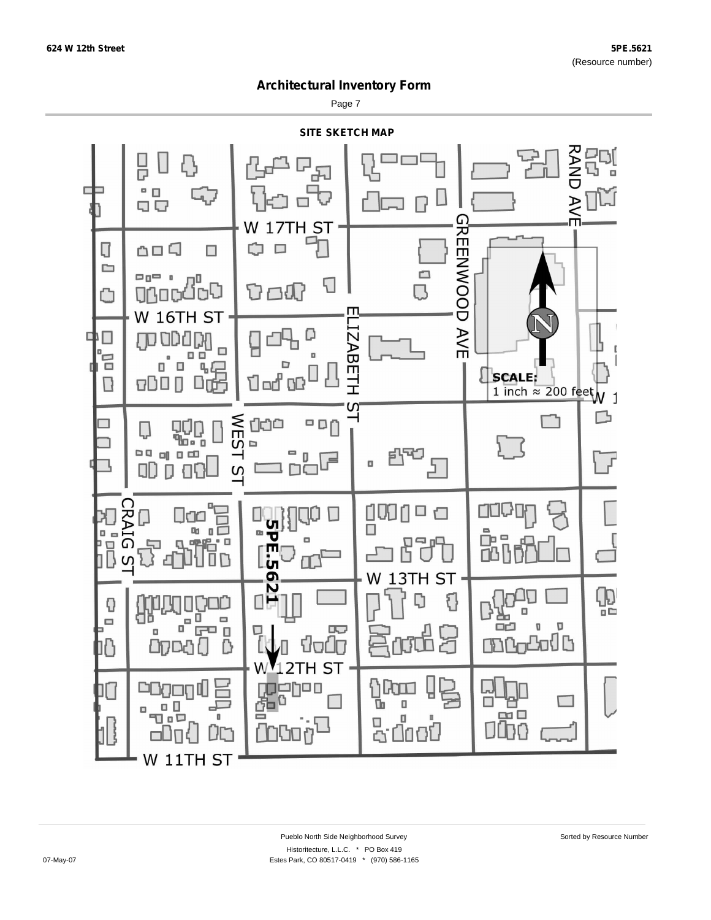624 W 12th Street

5PE.5621
(Resource number)

# Architectural Inventory Form

Page 7

## SITE SKETCH MAP

W 17TH ST

W 16TH ST

W 13TH ST

W 12TH ST

W 11TH ST

RAND AVE

GREENWOOD AVE

ELIZABETH ST

WEST ST

CRAIG ST

5PE.5621

N

**SCALE:**
1 inch ≈ 200 feet

Pueblo North Side Neighborhood Survey

Historitecture, L.L.C. * PO Box 419

Estes Park, CO 80517-0419 * (970) 586-1165

Sorted by Resource Number

07-May-07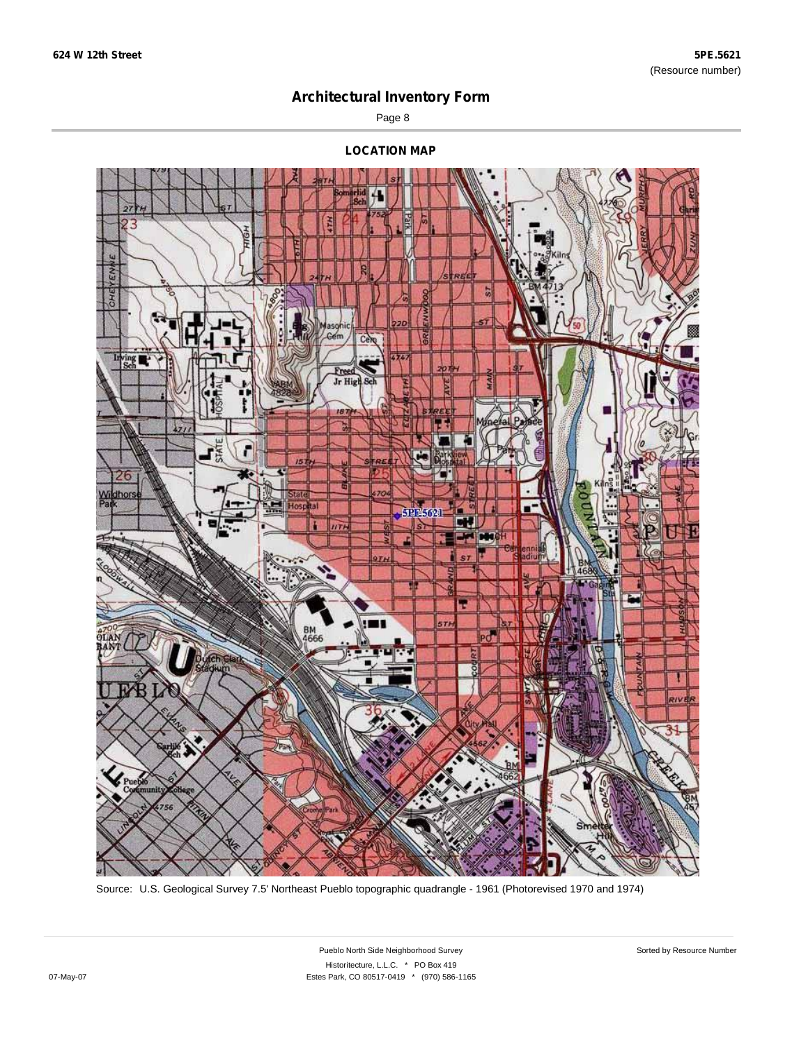## LOCATION MAP

Source: U.S. Geological Survey 7.5' Northeast Pueblo topographic quadrangle - 1961 (Photorevised 1970 and 1974)